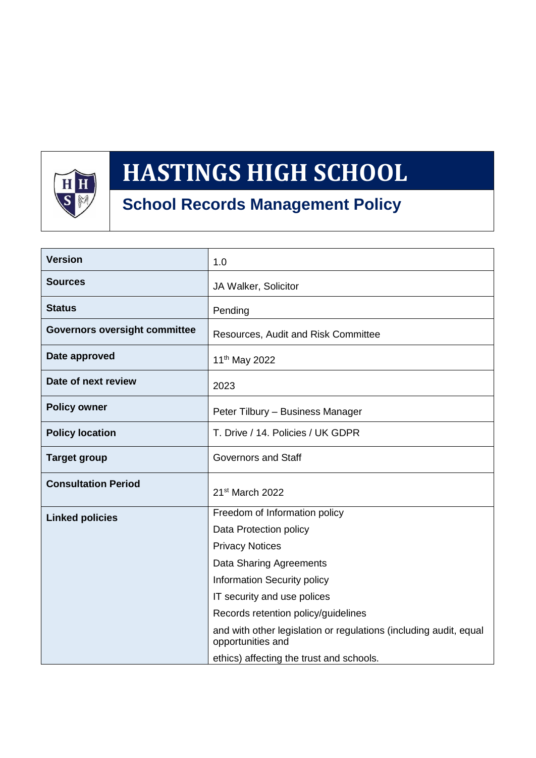# HASTINGS HIGH SCHOOL

## School Records Management Policy

| | |
|---|---|
| **Version** | 1.0 |
| **Sources** | JA Walker, Solicitor |
| **Status** | Pending |
| **Governors oversight committee** | Resources, Audit and Risk Committee |
| **Date approved** | 11th May 2022 |
| **Date of next review** | 2023 |
| **Policy owner** | Peter Tilbury – Business Manager |
| **Policy location** | T. Drive / 14. Policies / UK GDPR |
| **Target group** | Governors and Staff |
| **Consultation Period** | 21st March 2022 |
| **Linked policies** | Freedom of Information policy<br>Data Protection policy<br>Privacy Notices<br>Data Sharing Agreements<br>Information Security policy<br>IT security and use polices<br>Records retention policy/guidelines<br>and with other legislation or regulations (including audit, equal opportunities and<br>ethics) affecting the trust and schools. |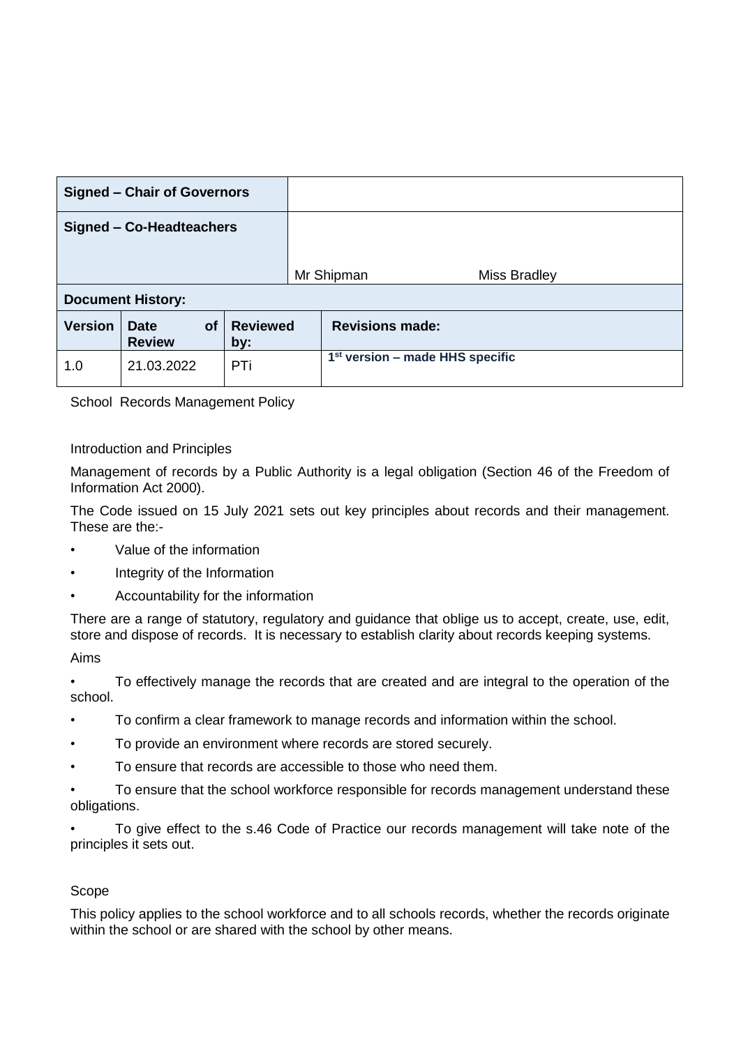| Signed – Chair of Governors | | | | |
|---|---|---|---|---|
| **Signed – Co-Headteachers** | | | Mr Shipman | Miss Bradley |
| **Document History:** | | | | |
| **Version** | **Date of Review** | **Reviewed by:** | **Revisions made:** | |
| 1.0 | 21.03.2022 | PTi | **1st version – made HHS specific** | |

School Records Management Policy

## Introduction and Principles

Management of records by a Public Authority is a legal obligation (Section 46 of the Freedom of Information Act 2000).

The Code issued on 15 July 2021 sets out key principles about records and their management. These are the:-

- Value of the information
- Integrity of the Information
- Accountability for the information

There are a range of statutory, regulatory and guidance that oblige us to accept, create, use, edit, store and dispose of records. It is necessary to establish clarity about records keeping systems.

## Aims

- To effectively manage the records that are created and are integral to the operation of the school.
- To confirm a clear framework to manage records and information within the school.
- To provide an environment where records are stored securely.
- To ensure that records are accessible to those who need them.
- To ensure that the school workforce responsible for records management understand these obligations.
- To give effect to the s.46 Code of Practice our records management will take note of the principles it sets out.

## Scope

This policy applies to the school workforce and to all schools records, whether the records originate within the school or are shared with the school by other means.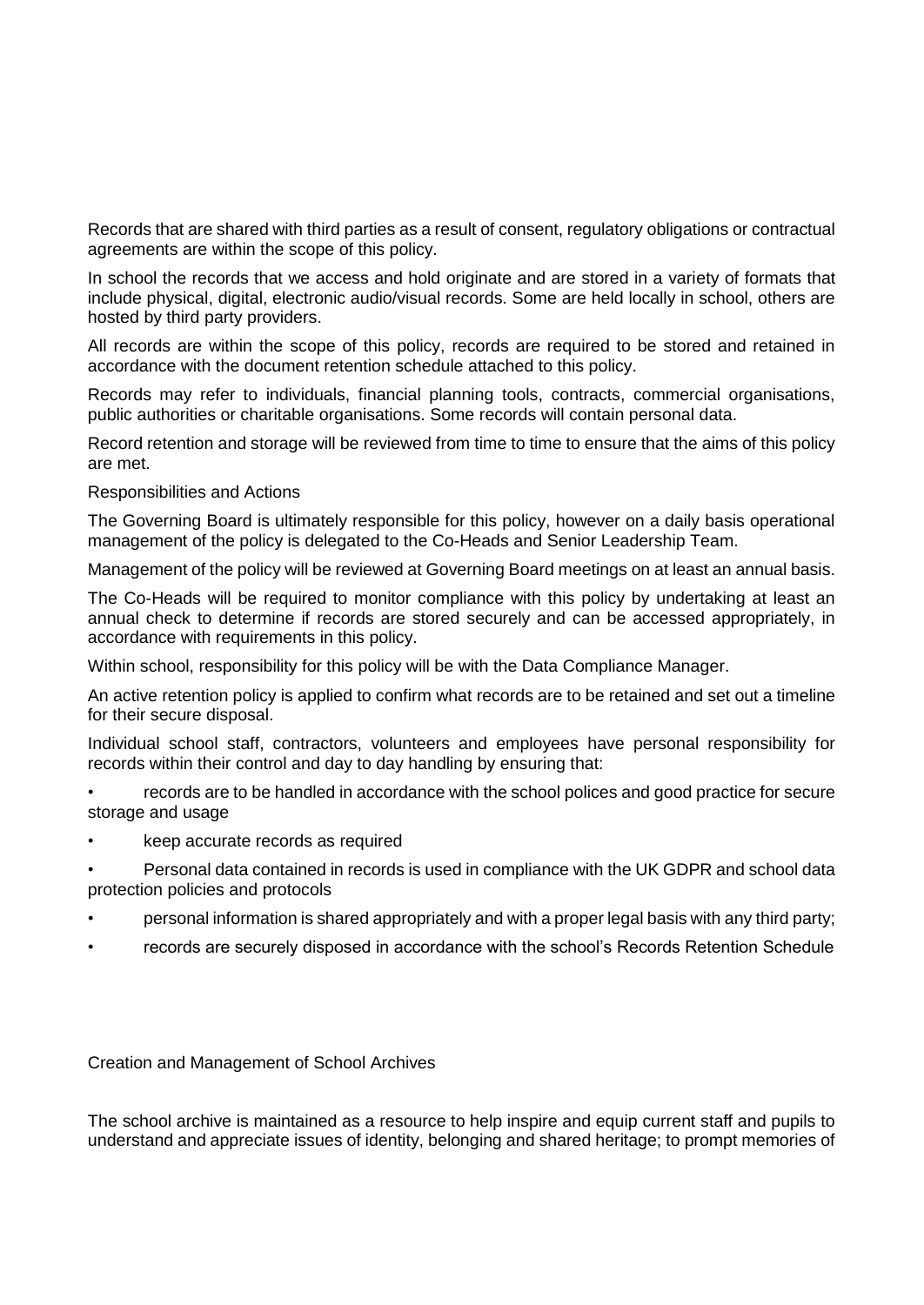Records that are shared with third parties as a result of consent, regulatory obligations or contractual agreements are within the scope of this policy.

In school the records that we access and hold originate and are stored in a variety of formats that include physical, digital, electronic audio/visual records. Some are held locally in school, others are hosted by third party providers.

All records are within the scope of this policy, records are required to be stored and retained in accordance with the document retention schedule attached to this policy.

Records may refer to individuals, financial planning tools, contracts, commercial organisations, public authorities or charitable organisations. Some records will contain personal data.

Record retention and storage will be reviewed from time to time to ensure that the aims of this policy are met.

## Responsibilities and Actions

The Governing Board is ultimately responsible for this policy, however on a daily basis operational management of the policy is delegated to the Co-Heads and Senior Leadership Team.

Management of the policy will be reviewed at Governing Board meetings on at least an annual basis.

The Co-Heads will be required to monitor compliance with this policy by undertaking at least an annual check to determine if records are stored securely and can be accessed appropriately, in accordance with requirements in this policy.

Within school, responsibility for this policy will be with the Data Compliance Manager.

An active retention policy is applied to confirm what records are to be retained and set out a timeline for their secure disposal.

Individual school staff, contractors, volunteers and employees have personal responsibility for records within their control and day to day handling by ensuring that:

- records are to be handled in accordance with the school polices and good practice for secure storage and usage
- keep accurate records as required
- Personal data contained in records is used in compliance with the UK GDPR and school data protection policies and protocols
- personal information is shared appropriately and with a proper legal basis with any third party;
- records are securely disposed in accordance with the school's Records Retention Schedule

## Creation and Management of School Archives

The school archive is maintained as a resource to help inspire and equip current staff and pupils to understand and appreciate issues of identity, belonging and shared heritage; to prompt memories of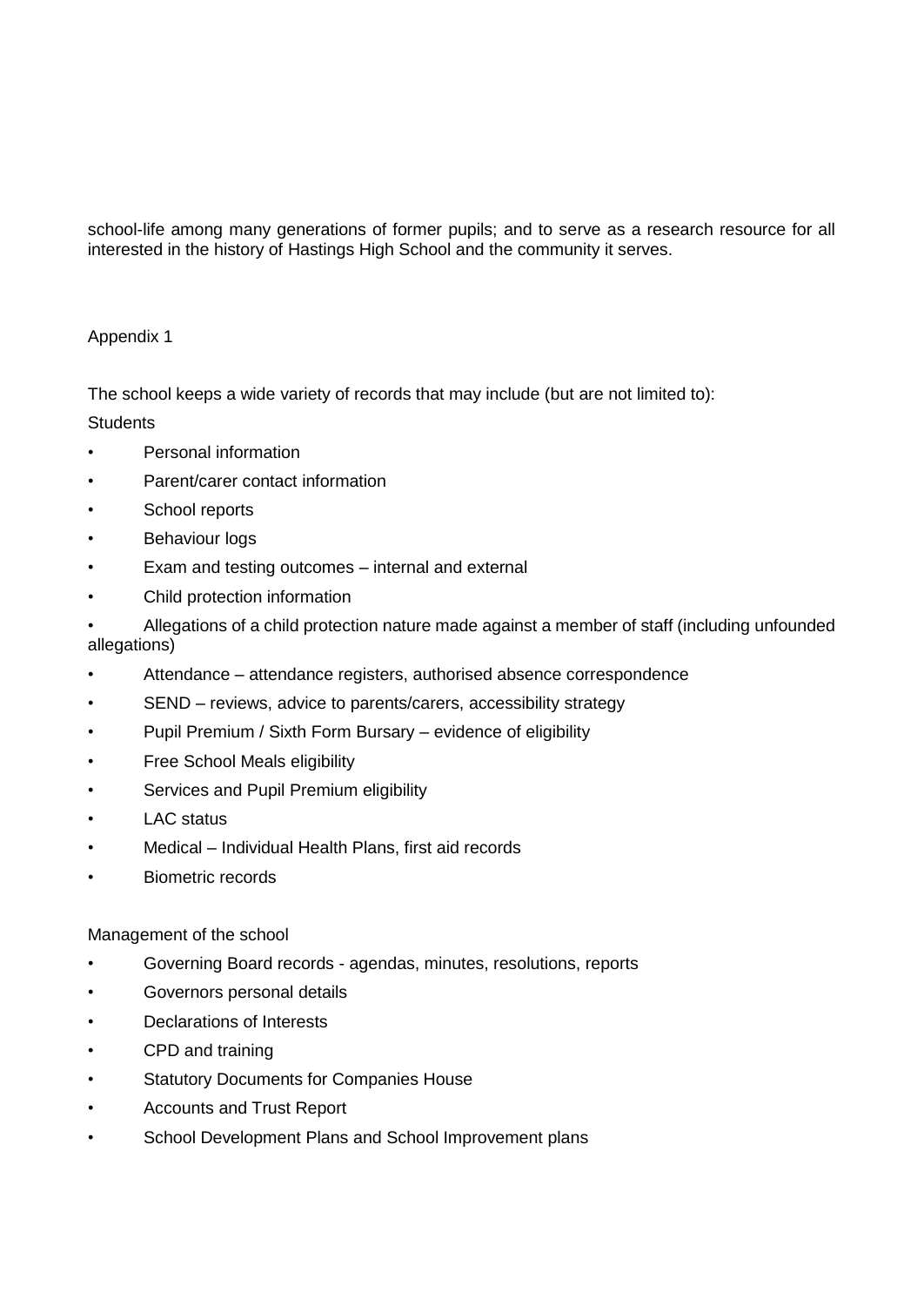school-life among many generations of former pupils; and to serve as a research resource for all interested in the history of Hastings High School and the community it serves.

Appendix 1

The school keeps a wide variety of records that may include (but are not limited to):

Students

- Personal information
- Parent/carer contact information
- School reports
- Behaviour logs
- Exam and testing outcomes – internal and external
- Child protection information
- Allegations of a child protection nature made against a member of staff (including unfounded allegations)
- Attendance – attendance registers, authorised absence correspondence
- SEND – reviews, advice to parents/carers, accessibility strategy
- Pupil Premium / Sixth Form Bursary – evidence of eligibility
- Free School Meals eligibility
- Services and Pupil Premium eligibility
- LAC status
- Medical – Individual Health Plans, first aid records
- Biometric records

Management of the school

- Governing Board records - agendas, minutes, resolutions, reports
- Governors personal details
- Declarations of Interests
- CPD and training
- Statutory Documents for Companies House
- Accounts and Trust Report
- School Development Plans and School Improvement plans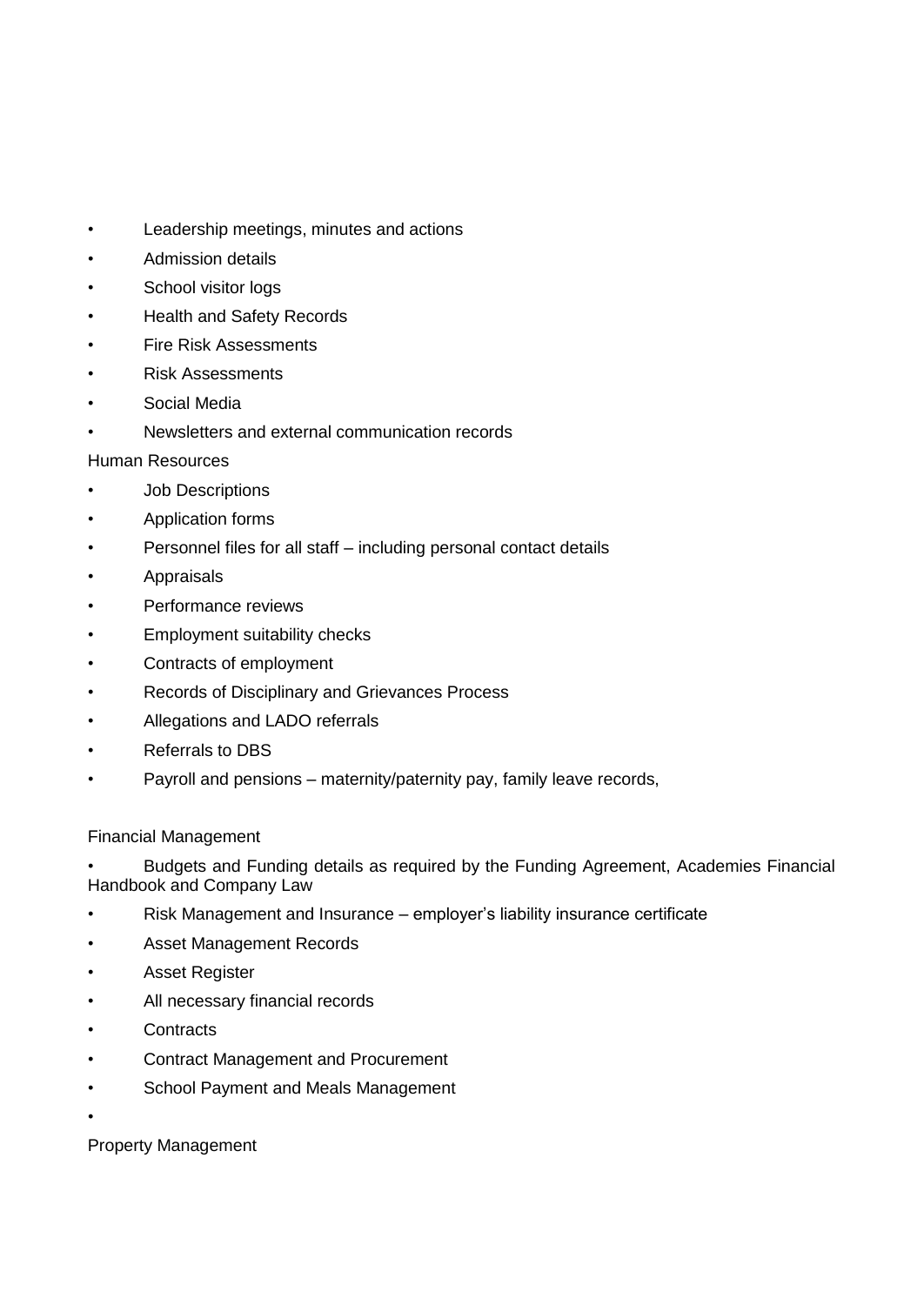- Leadership meetings, minutes and actions
- Admission details
- School visitor logs
- Health and Safety Records
- Fire Risk Assessments
- Risk Assessments
- Social Media
- Newsletters and external communication records

Human Resources

- Job Descriptions
- Application forms
- Personnel files for all staff – including personal contact details
- Appraisals
- Performance reviews
- Employment suitability checks
- Contracts of employment
- Records of Disciplinary and Grievances Process
- Allegations and LADO referrals
- Referrals to DBS
- Payroll and pensions – maternity/paternity pay, family leave records,

Financial Management

- Budgets and Funding details as required by the Funding Agreement, Academies Financial Handbook and Company Law
- Risk Management and Insurance – employer's liability insurance certificate
- Asset Management Records
- Asset Register
- All necessary financial records
- Contracts
- Contract Management and Procurement
- School Payment and Meals Management
- 

Property Management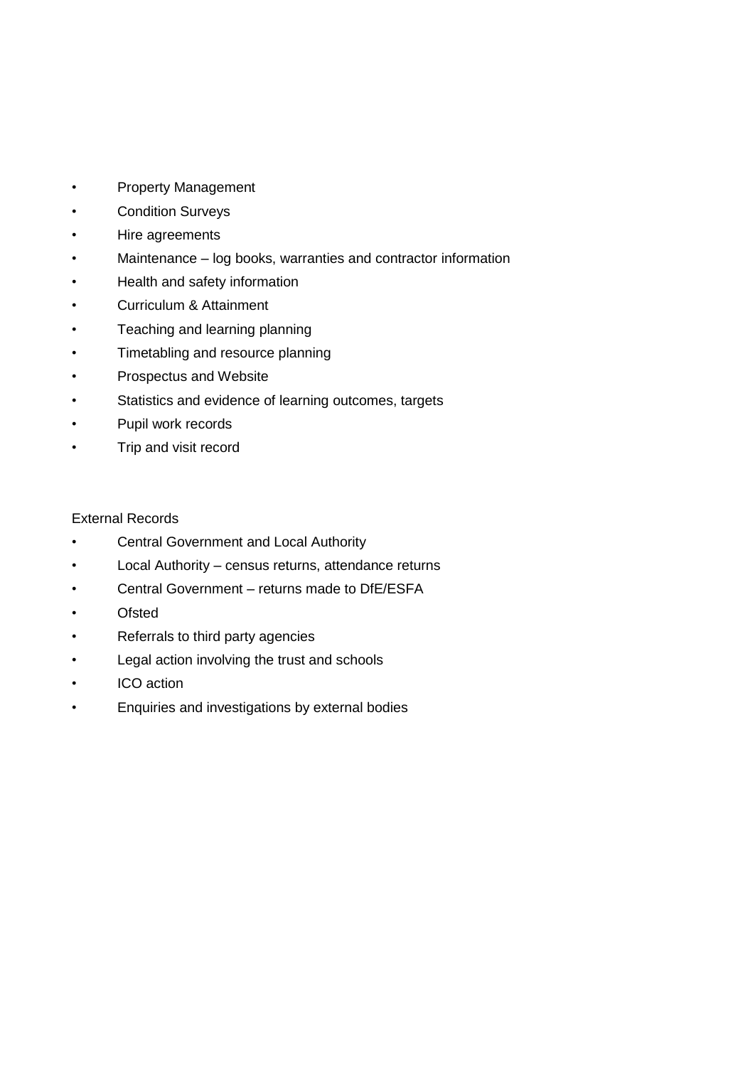- Property Management
- Condition Surveys
- Hire agreements
- Maintenance – log books, warranties and contractor information
- Health and safety information
- Curriculum & Attainment
- Teaching and learning planning
- Timetabling and resource planning
- Prospectus and Website
- Statistics and evidence of learning outcomes, targets
- Pupil work records
- Trip and visit record

External Records

- Central Government and Local Authority
- Local Authority – census returns, attendance returns
- Central Government – returns made to DfE/ESFA
- Ofsted
- Referrals to third party agencies
- Legal action involving the trust and schools
- ICO action
- Enquiries and investigations by external bodies